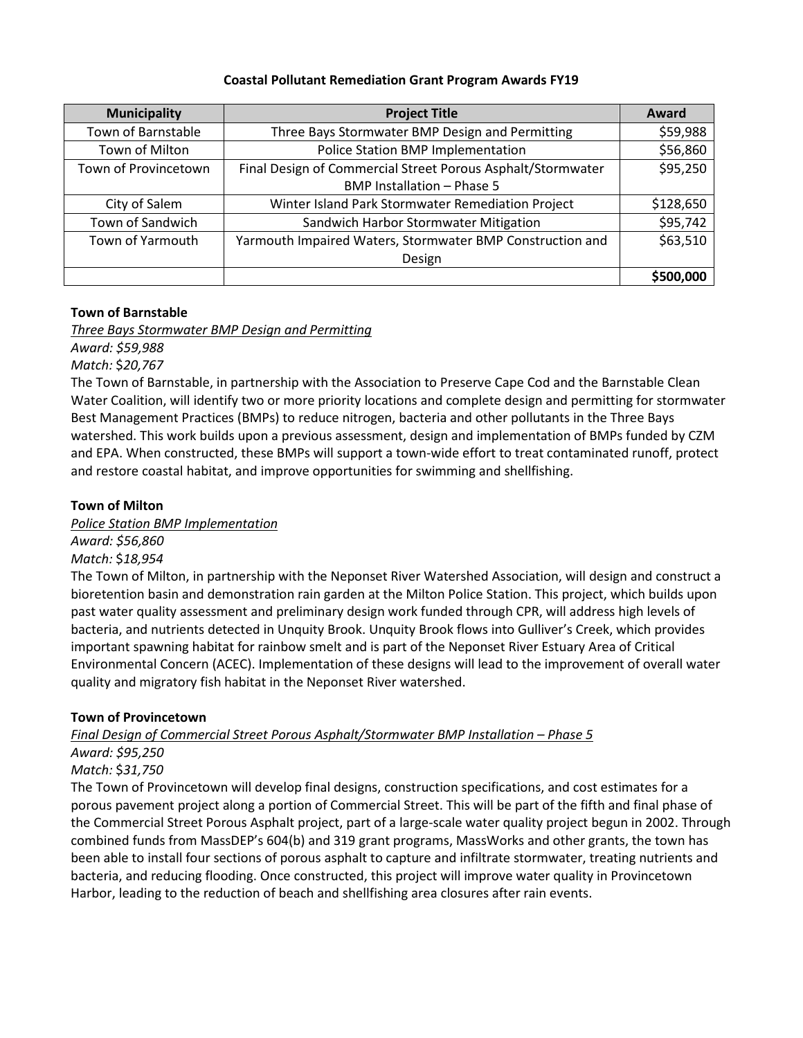**Coastal Pollutant Remediation Grant Program Awards FY19**

| Municipality | Project Title | Award |
|---|---|---|
| Town of Barnstable | Three Bays Stormwater BMP Design and Permitting | $59,988 |
| Town of Milton | Police Station BMP Implementation | $56,860 |
| Town of Provincetown | Final Design of Commercial Street Porous Asphalt/Stormwater BMP Installation – Phase 5 | $95,250 |
| City of Salem | Winter Island Park Stormwater Remediation Project | $128,650 |
| Town of Sandwich | Sandwich Harbor Stormwater Mitigation | $95,742 |
| Town of Yarmouth | Yarmouth Impaired Waters, Stormwater BMP Construction and Design | $63,510 |
| | | **$500,000** |

**Town of Barnstable**

*Three Bays Stormwater BMP Design and Permitting*
*Award: $59,988*
*Match: $20,767*

The Town of Barnstable, in partnership with the Association to Preserve Cape Cod and the Barnstable Clean Water Coalition, will identify two or more priority locations and complete design and permitting for stormwater Best Management Practices (BMPs) to reduce nitrogen, bacteria and other pollutants in the Three Bays watershed. This work builds upon a previous assessment, design and implementation of BMPs funded by CZM and EPA. When constructed, these BMPs will support a town-wide effort to treat contaminated runoff, protect and restore coastal habitat, and improve opportunities for swimming and shellfishing.

**Town of Milton**

*Police Station BMP Implementation*
*Award: $56,860*
*Match: $18,954*

The Town of Milton, in partnership with the Neponset River Watershed Association, will design and construct a bioretention basin and demonstration rain garden at the Milton Police Station. This project, which builds upon past water quality assessment and preliminary design work funded through CPR, will address high levels of bacteria, and nutrients detected in Unquity Brook. Unquity Brook flows into Gulliver's Creek, which provides important spawning habitat for rainbow smelt and is part of the Neponset River Estuary Area of Critical Environmental Concern (ACEC). Implementation of these designs will lead to the improvement of overall water quality and migratory fish habitat in the Neponset River watershed.

**Town of Provincetown**

*Final Design of Commercial Street Porous Asphalt/Stormwater BMP Installation – Phase 5*
*Award: $95,250*
*Match: $31,750*

The Town of Provincetown will develop final designs, construction specifications, and cost estimates for a porous pavement project along a portion of Commercial Street. This will be part of the fifth and final phase of the Commercial Street Porous Asphalt project, part of a large-scale water quality project begun in 2002. Through combined funds from MassDEP's 604(b) and 319 grant programs, MassWorks and other grants, the town has been able to install four sections of porous asphalt to capture and infiltrate stormwater, treating nutrients and bacteria, and reducing flooding. Once constructed, this project will improve water quality in Provincetown Harbor, leading to the reduction of beach and shellfishing area closures after rain events.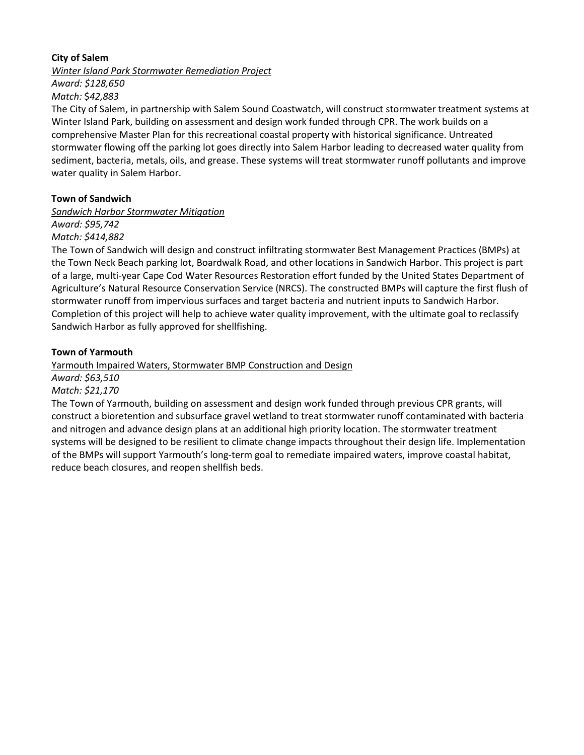**City of Salem**

*Winter Island Park Stormwater Remediation Project*

*Award: $128,650*

*Match: $42,883*

The City of Salem, in partnership with Salem Sound Coastwatch, will construct stormwater treatment systems at Winter Island Park, building on assessment and design work funded through CPR. The work builds on a comprehensive Master Plan for this recreational coastal property with historical significance. Untreated stormwater flowing off the parking lot goes directly into Salem Harbor leading to decreased water quality from sediment, bacteria, metals, oils, and grease. These systems will treat stormwater runoff pollutants and improve water quality in Salem Harbor.

**Town of Sandwich**

*Sandwich Harbor Stormwater Mitigation*

*Award: $95,742*

*Match: $414,882*

The Town of Sandwich will design and construct infiltrating stormwater Best Management Practices (BMPs) at the Town Neck Beach parking lot, Boardwalk Road, and other locations in Sandwich Harbor. This project is part of a large, multi-year Cape Cod Water Resources Restoration effort funded by the United States Department of Agriculture's Natural Resource Conservation Service (NRCS). The constructed BMPs will capture the first flush of stormwater runoff from impervious surfaces and target bacteria and nutrient inputs to Sandwich Harbor. Completion of this project will help to achieve water quality improvement, with the ultimate goal to reclassify Sandwich Harbor as fully approved for shellfishing.

**Town of Yarmouth**

Yarmouth Impaired Waters, Stormwater BMP Construction and Design

*Award: $63,510*

*Match: $21,170*

The Town of Yarmouth, building on assessment and design work funded through previous CPR grants, will construct a bioretention and subsurface gravel wetland to treat stormwater runoff contaminated with bacteria and nitrogen and advance design plans at an additional high priority location. The stormwater treatment systems will be designed to be resilient to climate change impacts throughout their design life. Implementation of the BMPs will support Yarmouth's long-term goal to remediate impaired waters, improve coastal habitat, reduce beach closures, and reopen shellfish beds.